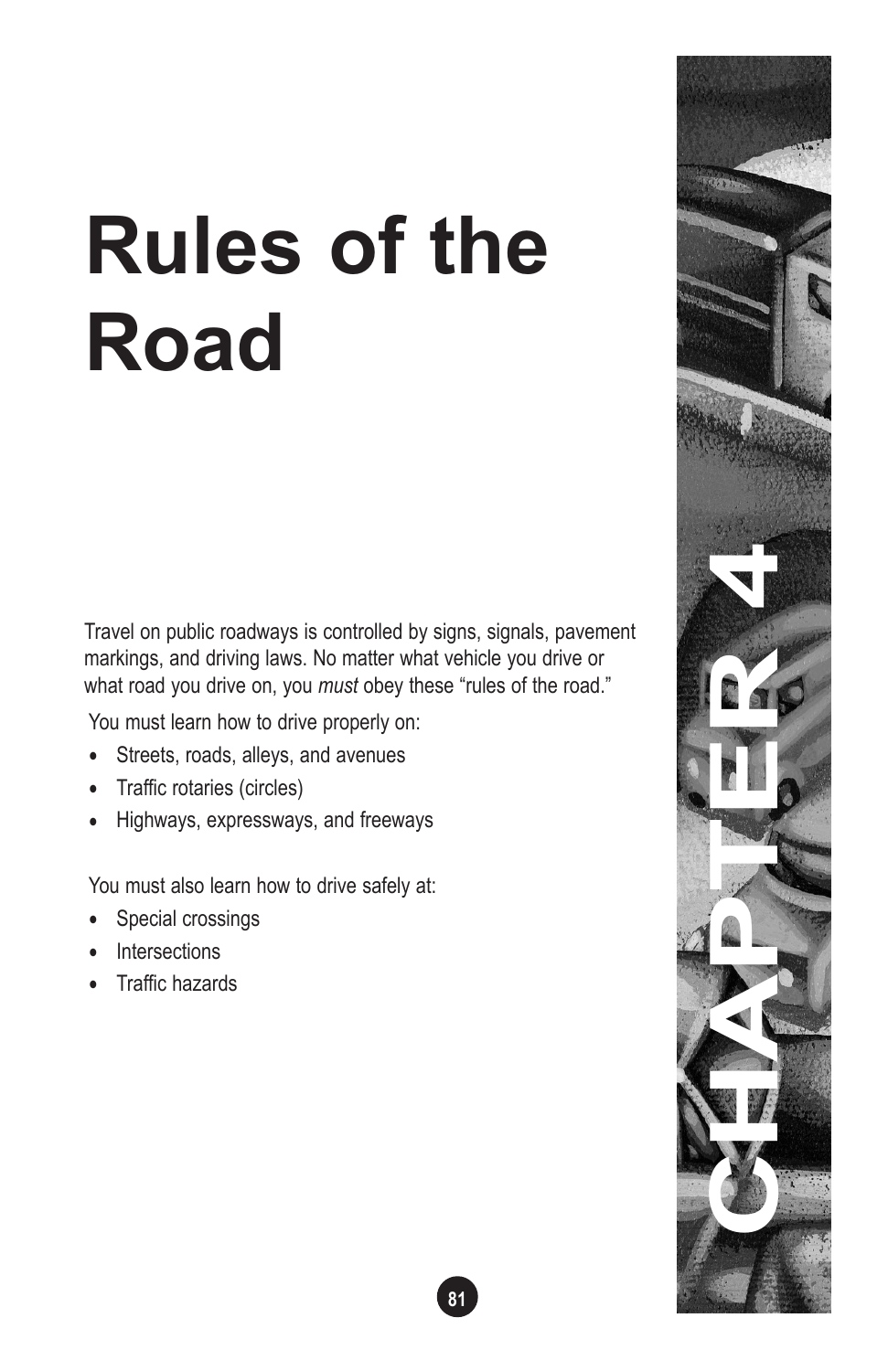# Rules of the Road

CHAPTER 4

Travel on public roadways is controlled by signs, signals, pavement markings, and driving laws. No matter what vehicle you drive or what road you drive on, you *must* obey these "rules of the road."

You must learn how to drive properly on:

- Streets, roads, alleys, and avenues
- Traffic rotaries (circles)
- Highways, expressways, and freeways

You must also learn how to drive safely at:

- Special crossings
- Intersections
- Traffic hazards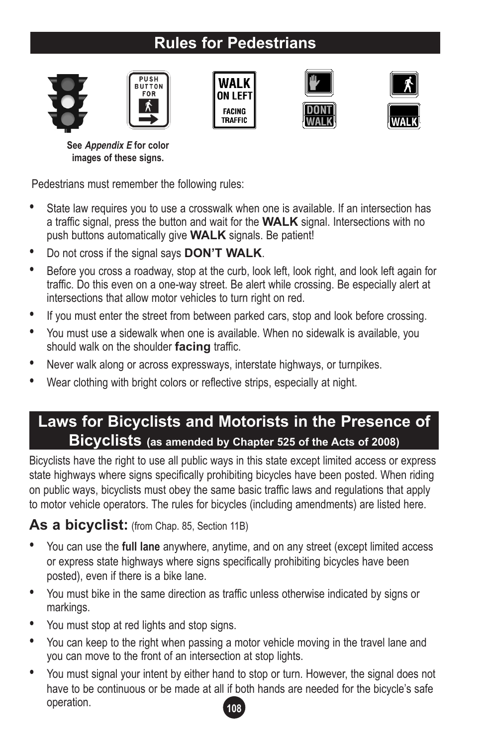## Rules for Pedestrians

See *Appendix E* for color images of these signs.

Pedestrians must remember the following rules:

- State law requires you to use a crosswalk when one is available. If an intersection has a traffic signal, press the button and wait for the **WALK** signal. Intersections with no push buttons automatically give **WALK** signals. Be patient!
- Do not cross if the signal says **DON'T WALK**.
- Before you cross a roadway, stop at the curb, look left, look right, and look left again for traffic. Do this even on a one-way street. Be alert while crossing. Be especially alert at intersections that allow motor vehicles to turn right on red.
- If you must enter the street from between parked cars, stop and look before crossing.
- You must use a sidewalk when one is available. When no sidewalk is available, you should walk on the shoulder **facing** traffic.
- Never walk along or across expressways, interstate highways, or turnpikes.
- Wear clothing with bright colors or reflective strips, especially at night.

## Laws for Bicyclists and Motorists in the Presence of Bicyclists (as amended by Chapter 525 of the Acts of 2008)

Bicyclists have the right to use all public ways in this state except limited access or express state highways where signs specifically prohibiting bicycles have been posted. When riding on public ways, bicyclists must obey the same basic traffic laws and regulations that apply to motor vehicle operators. The rules for bicycles (including amendments) are listed here.

### As a bicyclist: (from Chap. 85, Section 11B)

- You can use the **full lane** anywhere, anytime, and on any street (except limited access or express state highways where signs specifically prohibiting bicycles have been posted), even if there is a bike lane.
- You must bike in the same direction as traffic unless otherwise indicated by signs or markings.
- You must stop at red lights and stop signs.
- You can keep to the right when passing a motor vehicle moving in the travel lane and you can move to the front of an intersection at stop lights.
- You must signal your intent by either hand to stop or turn. However, the signal does not have to be continuous or be made at all if both hands are needed for the bicycle's safe operation.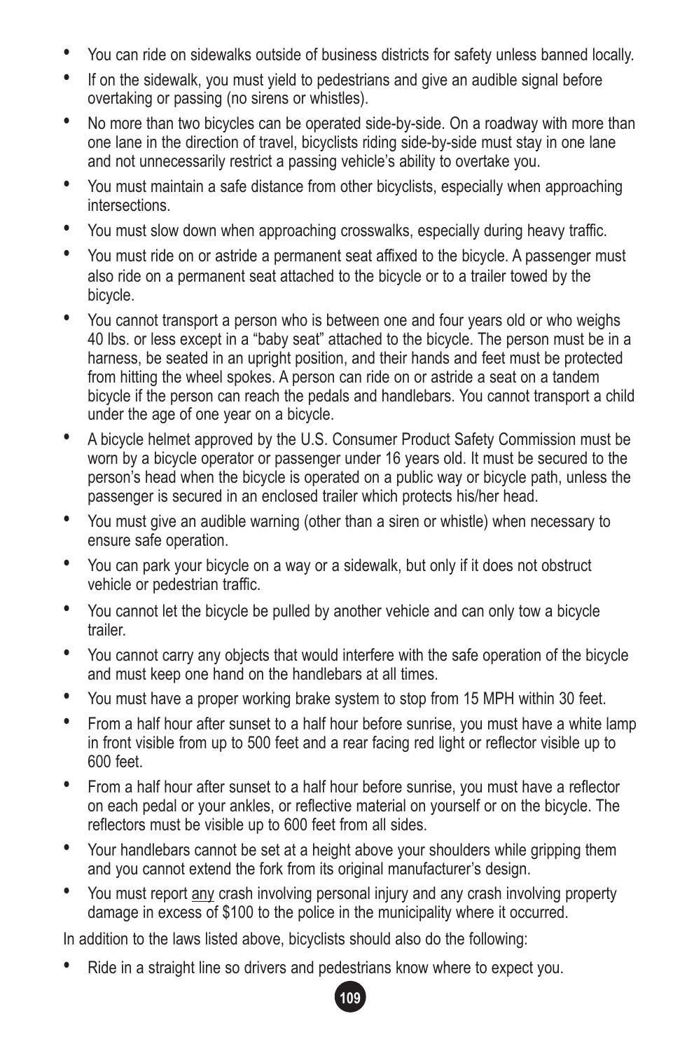- You can ride on sidewalks outside of business districts for safety unless banned locally.
- If on the sidewalk, you must yield to pedestrians and give an audible signal before overtaking or passing (no sirens or whistles).
- No more than two bicycles can be operated side-by-side. On a roadway with more than one lane in the direction of travel, bicyclists riding side-by-side must stay in one lane and not unnecessarily restrict a passing vehicle's ability to overtake you.
- You must maintain a safe distance from other bicyclists, especially when approaching intersections.
- You must slow down when approaching crosswalks, especially during heavy traffic.
- You must ride on or astride a permanent seat affixed to the bicycle. A passenger must also ride on a permanent seat attached to the bicycle or to a trailer towed by the bicycle.
- You cannot transport a person who is between one and four years old or who weighs 40 lbs. or less except in a "baby seat" attached to the bicycle. The person must be in a harness, be seated in an upright position, and their hands and feet must be protected from hitting the wheel spokes. A person can ride on or astride a seat on a tandem bicycle if the person can reach the pedals and handlebars. You cannot transport a child under the age of one year on a bicycle.
- A bicycle helmet approved by the U.S. Consumer Product Safety Commission must be worn by a bicycle operator or passenger under 16 years old. It must be secured to the person's head when the bicycle is operated on a public way or bicycle path, unless the passenger is secured in an enclosed trailer which protects his/her head.
- You must give an audible warning (other than a siren or whistle) when necessary to ensure safe operation.
- You can park your bicycle on a way or a sidewalk, but only if it does not obstruct vehicle or pedestrian traffic.
- You cannot let the bicycle be pulled by another vehicle and can only tow a bicycle trailer.
- You cannot carry any objects that would interfere with the safe operation of the bicycle and must keep one hand on the handlebars at all times.
- You must have a proper working brake system to stop from 15 MPH within 30 feet.
- From a half hour after sunset to a half hour before sunrise, you must have a white lamp in front visible from up to 500 feet and a rear facing red light or reflector visible up to 600 feet.
- From a half hour after sunset to a half hour before sunrise, you must have a reflector on each pedal or your ankles, or reflective material on yourself or on the bicycle. The reflectors must be visible up to 600 feet from all sides.
- Your handlebars cannot be set at a height above your shoulders while gripping them and you cannot extend the fork from its original manufacturer's design.
- You must report <u>any</u> crash involving personal injury and any crash involving property damage in excess of $100 to the police in the municipality where it occurred.

In addition to the laws listed above, bicyclists should also do the following:

- Ride in a straight line so drivers and pedestrians know where to expect you.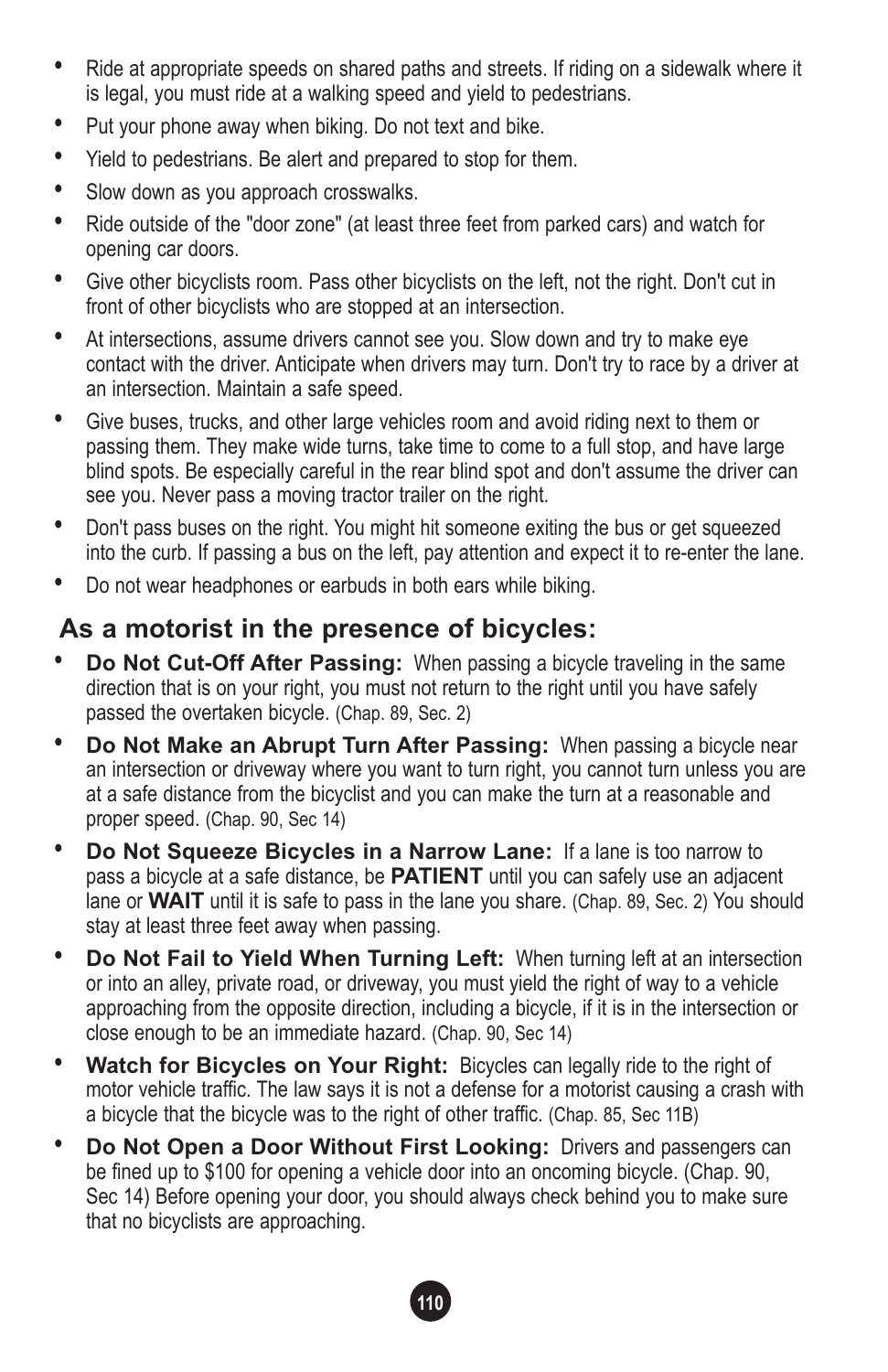- Ride at appropriate speeds on shared paths and streets. If riding on a sidewalk where it is legal, you must ride at a walking speed and yield to pedestrians.
- Put your phone away when biking. Do not text and bike.
- Yield to pedestrians. Be alert and prepared to stop for them.
- Slow down as you approach crosswalks.
- Ride outside of the "door zone" (at least three feet from parked cars) and watch for opening car doors.
- Give other bicyclists room. Pass other bicyclists on the left, not the right. Don't cut in front of other bicyclists who are stopped at an intersection.
- At intersections, assume drivers cannot see you. Slow down and try to make eye contact with the driver. Anticipate when drivers may turn. Don't try to race by a driver at an intersection. Maintain a safe speed.
- Give buses, trucks, and other large vehicles room and avoid riding next to them or passing them. They make wide turns, take time to come to a full stop, and have large blind spots. Be especially careful in the rear blind spot and don't assume the driver can see you. Never pass a moving tractor trailer on the right.
- Don't pass buses on the right. You might hit someone exiting the bus or get squeezed into the curb. If passing a bus on the left, pay attention and expect it to re-enter the lane.
- Do not wear headphones or earbuds in both ears while biking.

## As a motorist in the presence of bicycles:

- **Do Not Cut-Off After Passing:** When passing a bicycle traveling in the same direction that is on your right, you must not return to the right until you have safely passed the overtaken bicycle. (Chap. 89, Sec. 2)
- **Do Not Make an Abrupt Turn After Passing:** When passing a bicycle near an intersection or driveway where you want to turn right, you cannot turn unless you are at a safe distance from the bicyclist and you can make the turn at a reasonable and proper speed. (Chap. 90, Sec 14)
- **Do Not Squeeze Bicycles in a Narrow Lane:** If a lane is too narrow to pass a bicycle at a safe distance, be **PATIENT** until you can safely use an adjacent lane or **WAIT** until it is safe to pass in the lane you share. (Chap. 89, Sec. 2) You should stay at least three feet away when passing.
- **Do Not Fail to Yield When Turning Left:** When turning left at an intersection or into an alley, private road, or driveway, you must yield the right of way to a vehicle approaching from the opposite direction, including a bicycle, if it is in the intersection or close enough to be an immediate hazard. (Chap. 90, Sec 14)
- **Watch for Bicycles on Your Right:** Bicycles can legally ride to the right of motor vehicle traffic. The law says it is not a defense for a motorist causing a crash with a bicycle that the bicycle was to the right of other traffic. (Chap. 85, Sec 11B)
- **Do Not Open a Door Without First Looking:** Drivers and passengers can be fined up to $100 for opening a vehicle door into an oncoming bicycle. (Chap. 90, Sec 14) Before opening your door, you should always check behind you to make sure that no bicyclists are approaching.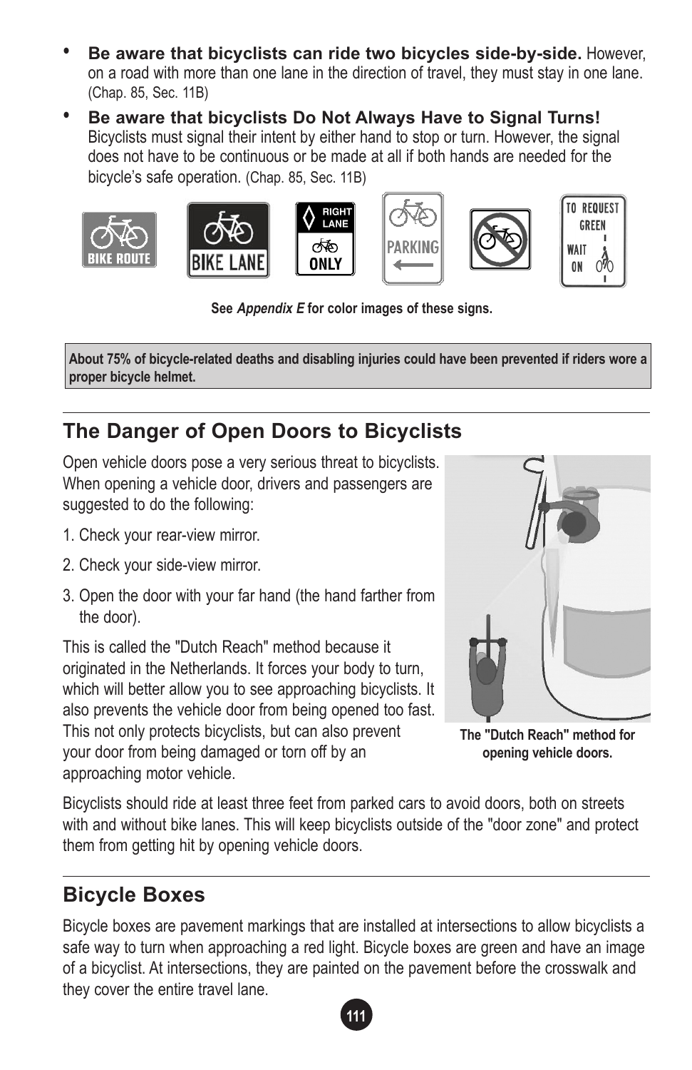- **Be aware that bicyclists can ride two bicycles side-by-side.** However, on a road with more than one lane in the direction of travel, they must stay in one lane. (Chap. 85, Sec. 11B)
- **Be aware that bicyclists Do Not Always Have to Signal Turns!** Bicyclists must signal their intent by either hand to stop or turn. However, the signal does not have to be continuous or be made at all if both hands are needed for the bicycle's safe operation. (Chap. 85, Sec. 11B)

**See *Appendix E* for color images of these signs.**

**About 75% of bicycle-related deaths and disabling injuries could have been prevented if riders wore a proper bicycle helmet.**

## The Danger of Open Doors to Bicyclists

Open vehicle doors pose a very serious threat to bicyclists. When opening a vehicle door, drivers and passengers are suggested to do the following:

1. Check your rear-view mirror.
2. Check your side-view mirror.
3. Open the door with your far hand (the hand farther from the door).

This is called the "Dutch Reach" method because it originated in the Netherlands. It forces your body to turn, which will better allow you to see approaching bicyclists. It also prevents the vehicle door from being opened too fast. This not only protects bicyclists, but can also prevent your door from being damaged or torn off by an approaching motor vehicle.

**The "Dutch Reach" method for opening vehicle doors.**

Bicyclists should ride at least three feet from parked cars to avoid doors, both on streets with and without bike lanes. This will keep bicyclists outside of the "door zone" and protect them from getting hit by opening vehicle doors.

## Bicycle Boxes

Bicycle boxes are pavement markings that are installed at intersections to allow bicyclists a safe way to turn when approaching a red light. Bicycle boxes are green and have an image of a bicyclist. At intersections, they are painted on the pavement before the crosswalk and they cover the entire travel lane.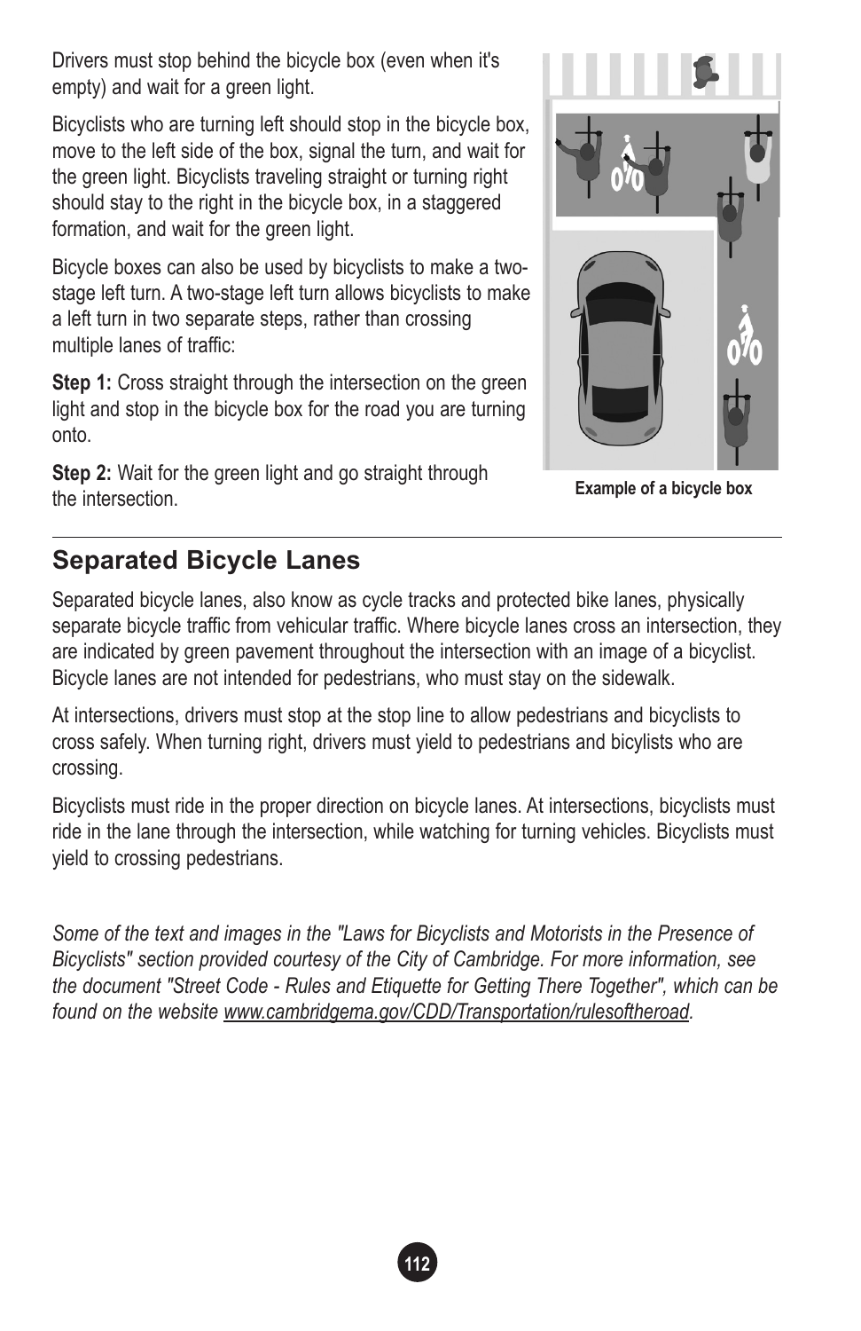Drivers must stop behind the bicycle box (even when it's empty) and wait for a green light.

Bicyclists who are turning left should stop in the bicycle box, move to the left side of the box, signal the turn, and wait for the green light. Bicyclists traveling straight or turning right should stay to the right in the bicycle box, in a staggered formation, and wait for the green light.

Bicycle boxes can also be used by bicyclists to make a two-stage left turn. A two-stage left turn allows bicyclists to make a left turn in two separate steps, rather than crossing multiple lanes of traffic:

**Step 1:** Cross straight through the intersection on the green light and stop in the bicycle box for the road you are turning onto.

**Step 2:** Wait for the green light and go straight through the intersection.

**Example of a bicycle box**

## Separated Bicycle Lanes

Separated bicycle lanes, also know as cycle tracks and protected bike lanes, physically separate bicycle traffic from vehicular traffic. Where bicycle lanes cross an intersection, they are indicated by green pavement throughout the intersection with an image of a bicyclist. Bicycle lanes are not intended for pedestrians, who must stay on the sidewalk.

At intersections, drivers must stop at the stop line to allow pedestrians and bicyclists to cross safely. When turning right, drivers must yield to pedestrians and bicylists who are crossing.

Bicyclists must ride in the proper direction on bicycle lanes. At intersections, bicyclists must ride in the lane through the intersection, while watching for turning vehicles. Bicyclists must yield to crossing pedestrians.

*Some of the text and images in the "Laws for Bicyclists and Motorists in the Presence of Bicyclists" section provided courtesy of the City of Cambridge. For more information, see the document "Street Code - Rules and Etiquette for Getting There Together", which can be found on the website www.cambridgema.gov/CDD/Transportation/rulesoftheroad.*